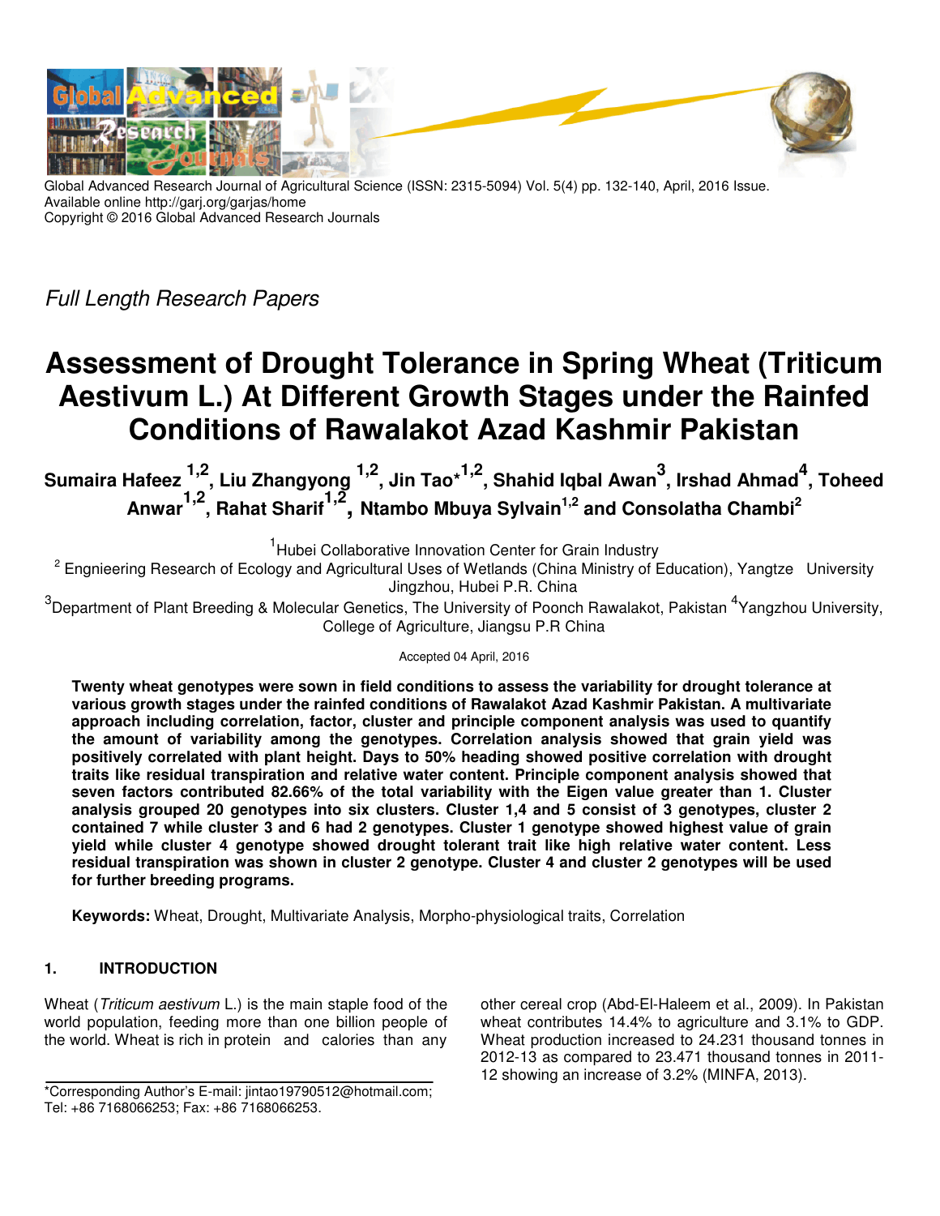Global Advanced Research Journal of Agricultural Science (ISSN: 2315-5094) Vol. 5(4) pp. 132-140, April, 2016 Issue.
Available online http://garj.org/garjas/home
Copyright © 2016 Global Advanced Research Journals

*Full Length Research Papers*

# Assessment of Drought Tolerance in Spring Wheat (Triticum Aestivum L.) At Different Growth Stages under the Rainfed Conditions of Rawalakot Azad Kashmir Pakistan

**Sumaira Hafeez [1,2], Liu Zhangyong [1,2], Jin Tao*[1,2], Shahid Iqbal Awan[3], Irshad Ahmad[4], Toheed Anwar[1,2], Rahat Sharif[1,2], Ntambo Mbuya Sylvain[1,2] and Consolatha Chambi[2]**

[1]Hubei Collaborative Innovation Center for Grain Industry

[2] Engnieering Research of Ecology and Agricultural Uses of Wetlands (China Ministry of Education), Yangtze University Jingzhou, Hubei P.R. China

[3]Department of Plant Breeding & Molecular Genetics, The University of Poonch Rawalakot, Pakistan [4]Yangzhou University, College of Agriculture, Jiangsu P.R China

Accepted 04 April, 2016

**Twenty wheat genotypes were sown in field conditions to assess the variability for drought tolerance at various growth stages under the rainfed conditions of Rawalakot Azad Kashmir Pakistan. A multivariate approach including correlation, factor, cluster and principle component analysis was used to quantify the amount of variability among the genotypes. Correlation analysis showed that grain yield was positively correlated with plant height. Days to 50% heading showed positive correlation with drought traits like residual transpiration and relative water content. Principle component analysis showed that seven factors contributed 82.66% of the total variability with the Eigen value greater than 1. Cluster analysis grouped 20 genotypes into six clusters. Cluster 1,4 and 5 consist of 3 genotypes, cluster 2 contained 7 while cluster 3 and 6 had 2 genotypes. Cluster 1 genotype showed highest value of grain yield while cluster 4 genotype showed drought tolerant trait like high relative water content. Less residual transpiration was shown in cluster 2 genotype. Cluster 4 and cluster 2 genotypes will be used for further breeding programs.**

**Keywords:** Wheat, Drought, Multivariate Analysis, Morpho-physiological traits, Correlation

## 1. INTRODUCTION

Wheat (*Triticum aestivum* L.) is the main staple food of the world population, feeding more than one billion people of the world. Wheat is rich in protein and calories than any other cereal crop (Abd-El-Haleem et al., 2009). In Pakistan wheat contributes 14.4% to agriculture and 3.1% to GDP. Wheat production increased to 24.231 thousand tonnes in 2012-13 as compared to 23.471 thousand tonnes in 2011-12 showing an increase of 3.2% (MINFA, 2013).

*Corresponding Author's E-mail: jintao19790512@hotmail.com; Tel: +86 7168066253; Fax: +86 7168066253.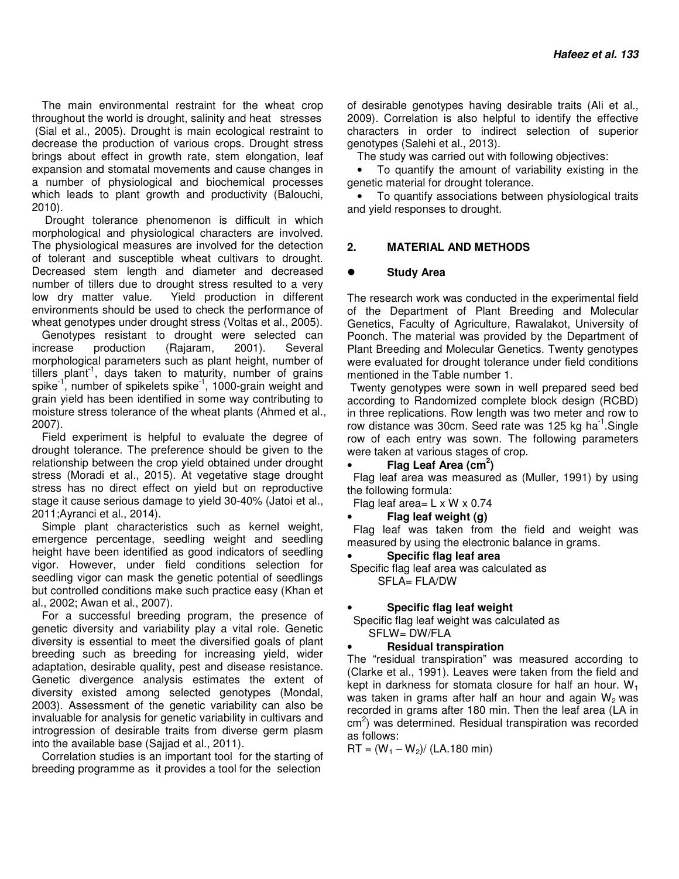The main environmental restraint for the wheat crop throughout the world is drought, salinity and heat stresses (Sial et al., 2005). Drought is main ecological restraint to decrease the production of various crops. Drought stress brings about effect in growth rate, stem elongation, leaf expansion and stomatal movements and cause changes in a number of physiological and biochemical processes which leads to plant growth and productivity (Balouchi, 2010).

Drought tolerance phenomenon is difficult in which morphological and physiological characters are involved. The physiological measures are involved for the detection of tolerant and susceptible wheat cultivars to drought. Decreased stem length and diameter and decreased number of tillers due to drought stress resulted to a very low dry matter value. Yield production in different environments should be used to check the performance of wheat genotypes under drought stress (Voltas et al., 2005).

Genotypes resistant to drought were selected can increase production (Rajaram, 2001). Several morphological parameters such as plant height, number of tillers plant$^{-1}$, days taken to maturity, number of grains spike$^{-1}$, number of spikelets spike$^{-1}$, 1000-grain weight and grain yield has been identified in some way contributing to moisture stress tolerance of the wheat plants (Ahmed et al., 2007).

Field experiment is helpful to evaluate the degree of drought tolerance. The preference should be given to the relationship between the crop yield obtained under drought stress (Moradi et al., 2015). At vegetative stage drought stress has no direct effect on yield but on reproductive stage it cause serious damage to yield 30-40% (Jatoi et al., 2011;Ayranci et al., 2014).

Simple plant characteristics such as kernel weight, emergence percentage, seedling weight and seedling height have been identified as good indicators of seedling vigor. However, under field conditions selection for seedling vigor can mask the genetic potential of seedlings but controlled conditions make such practice easy (Khan et al., 2002; Awan et al., 2007).

For a successful breeding program, the presence of genetic diversity and variability play a vital role. Genetic diversity is essential to meet the diversified goals of plant breeding such as breeding for increasing yield, wider adaptation, desirable quality, pest and disease resistance. Genetic divergence analysis estimates the extent of diversity existed among selected genotypes (Mondal, 2003). Assessment of the genetic variability can also be invaluable for analysis for genetic variability in cultivars and introgression of desirable traits from diverse germ plasm into the available base (Sajjad et al., 2011).

Correlation studies is an important tool for the starting of breeding programme as it provides a tool for the selection of desirable genotypes having desirable traits (Ali et al., 2009). Correlation is also helpful to identify the effective characters in order to indirect selection of superior genotypes (Salehi et al., 2013).

The study was carried out with following objectives:

- To quantify the amount of variability existing in the genetic material for drought tolerance.
- To quantify associations between physiological traits and yield responses to drought.

## 2. MATERIAL AND METHODS

### Study Area

The research work was conducted in the experimental field of the Department of Plant Breeding and Molecular Genetics, Faculty of Agriculture, Rawalakot, University of Poonch. The material was provided by the Department of Plant Breeding and Molecular Genetics. Twenty genotypes were evaluated for drought tolerance under field conditions mentioned in the Table number 1.

Twenty genotypes were sown in well prepared seed bed according to Randomized complete block design (RCBD) in three replications. Row length was two meter and row to row distance was 30cm. Seed rate was 125 kg ha$^{-1}$.Single row of each entry was sown. The following parameters were taken at various stages of crop.

- **Flag Leaf Area (cm$^2$)**

Flag leaf area was measured as (Muller, 1991) by using the following formula:

Flag leaf area= L x W x 0.74

- **Flag leaf weight (g)**

Flag leaf was taken from the field and weight was measured by using the electronic balance in grams.

- **Specific flag leaf area**

Specific flag leaf area was calculated as

SFLA= FLA/DW

- **Specific flag leaf weight**

Specific flag leaf weight was calculated as

SFLW= DW/FLA

- **Residual transpiration**

The "residual transpiration" was measured according to (Clarke et al., 1991). Leaves were taken from the field and kept in darkness for stomata closure for half an hour. $W_1$ was taken in grams after half an hour and again $W_2$ was recorded in grams after 180 min. Then the leaf area (LA in cm$^2$) was determined. Residual transpiration was recorded as follows:

$RT = (W_1 – W_2)/ (LA.180 \text{ min})$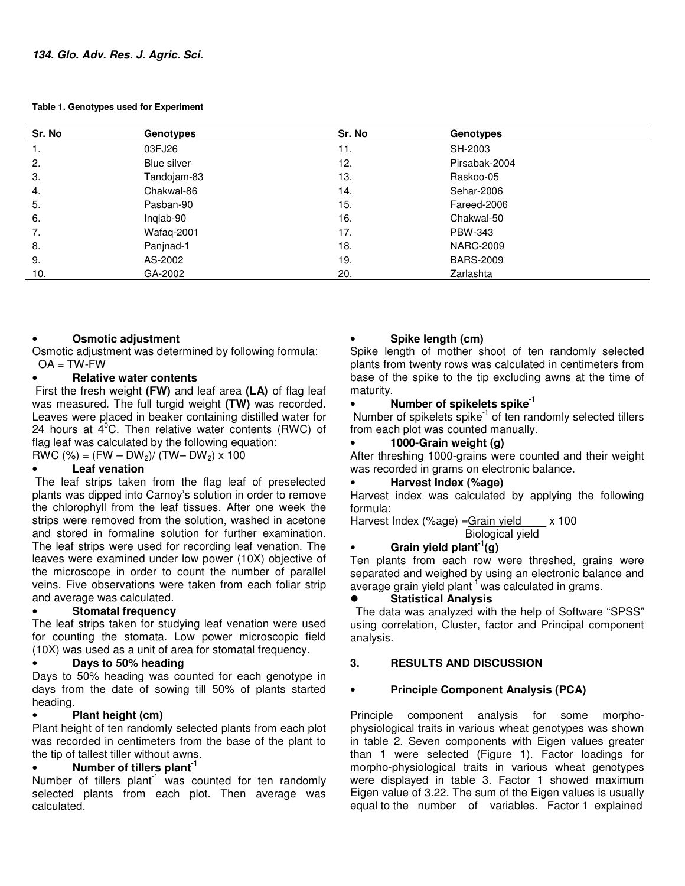**Table 1. Genotypes used for Experiment**

| Sr. No | Genotypes | Sr. No | Genotypes |
|---|---|---|---|
| 1. | 03FJ26 | 11. | SH-2003 |
| 2. | Blue silver | 12. | Pirsabak-2004 |
| 3. | Tandojam-83 | 13. | Raskoo-05 |
| 4. | Chakwal-86 | 14. | Sehar-2006 |
| 5. | Pasban-90 | 15. | Fareed-2006 |
| 6. | Inqlab-90 | 16. | Chakwal-50 |
| 7. | Wafaq-2001 | 17. | PBW-343 |
| 8. | Panjnad-1 | 18. | NARC-2009 |
| 9. | AS-2002 | 19. | BARS-2009 |
| 10. | GA-2002 | 20. | Zarlashta |

- **Osmotic adjustment**

Osmotic adjustment was determined by following formula:
OA = TW-FW

- **Relative water contents**

First the fresh weight **(FW)** and leaf area **(LA)** of flag leaf was measured. The full turgid weight **(TW)** was recorded. Leaves were placed in beaker containing distilled water for 24 hours at $4^0$C. Then relative water contents (RWC) of flag leaf was calculated by the following equation:

RWC (%) = (FW – $DW_2$)/ (TW– $DW_2$) x 100

- **Leaf venation**

The leaf strips taken from the flag leaf of preselected plants was dipped into Carnoy's solution in order to remove the chlorophyll from the leaf tissues. After one week the strips were removed from the solution, washed in acetone and stored in formaline solution for further examination. The leaf strips were used for recording leaf venation. The leaves were examined under low power (10X) objective of the microscope in order to count the number of parallel veins. Five observations were taken from each foliar strip and average was calculated.

- **Stomatal frequency**

The leaf strips taken for studying leaf venation were used for counting the stomata. Low power microscopic field (10X) was used as a unit of area for stomatal frequency.

- **Days to 50% heading**

Days to 50% heading was counted for each genotype in days from the date of sowing till 50% of plants started heading.

- **Plant height (cm)**

Plant height of ten randomly selected plants from each plot was recorded in centimeters from the base of the plant to the tip of tallest tiller without awns.

- **Number of tillers plant$^{-1}$**

Number of tillers plant$^{-1}$ was counted for ten randomly selected plants from each plot. Then average was calculated.

- **Spike length (cm)**

Spike length of mother shoot of ten randomly selected plants from twenty rows was calculated in centimeters from base of the spike to the tip excluding awns at the time of maturity.

- **Number of spikelets spike$^{-1}$**

Number of spikelets spike$^{-1}$ of ten randomly selected tillers from each plot was counted manually.

- **1000-Grain weight (g)**

After threshing 1000-grains were counted and their weight was recorded in grams on electronic balance.

- **Harvest Index (%age)**

Harvest index was calculated by applying the following formula:

$$\text{Harvest Index (\%age)} = \frac{\text{Grain yield}}{\text{Biological yield}} \times 100$$

- **Grain yield plant$^{-1}$(g)**

Ten plants from each row were threshed, grains were separated and weighed by using an electronic balance and average grain yield plant$^{-1}$ was calculated in grams.

- **Statistical Analysis**

The data was analyzed with the help of Software "SPSS" using correlation, Cluster, factor and Principal component analysis.

## 3. RESULTS AND DISCUSSION

- **Principle Component Analysis (PCA)**

Principle component analysis for some morpho-physiological traits in various wheat genotypes was shown in table 2. Seven components with Eigen values greater than 1 were selected (Figure 1). Factor loadings for morpho-physiological traits in various wheat genotypes were displayed in table 3. Factor 1 showed maximum Eigen value of 3.22. The sum of the Eigen values is usually equal to the number of variables. Factor 1 explained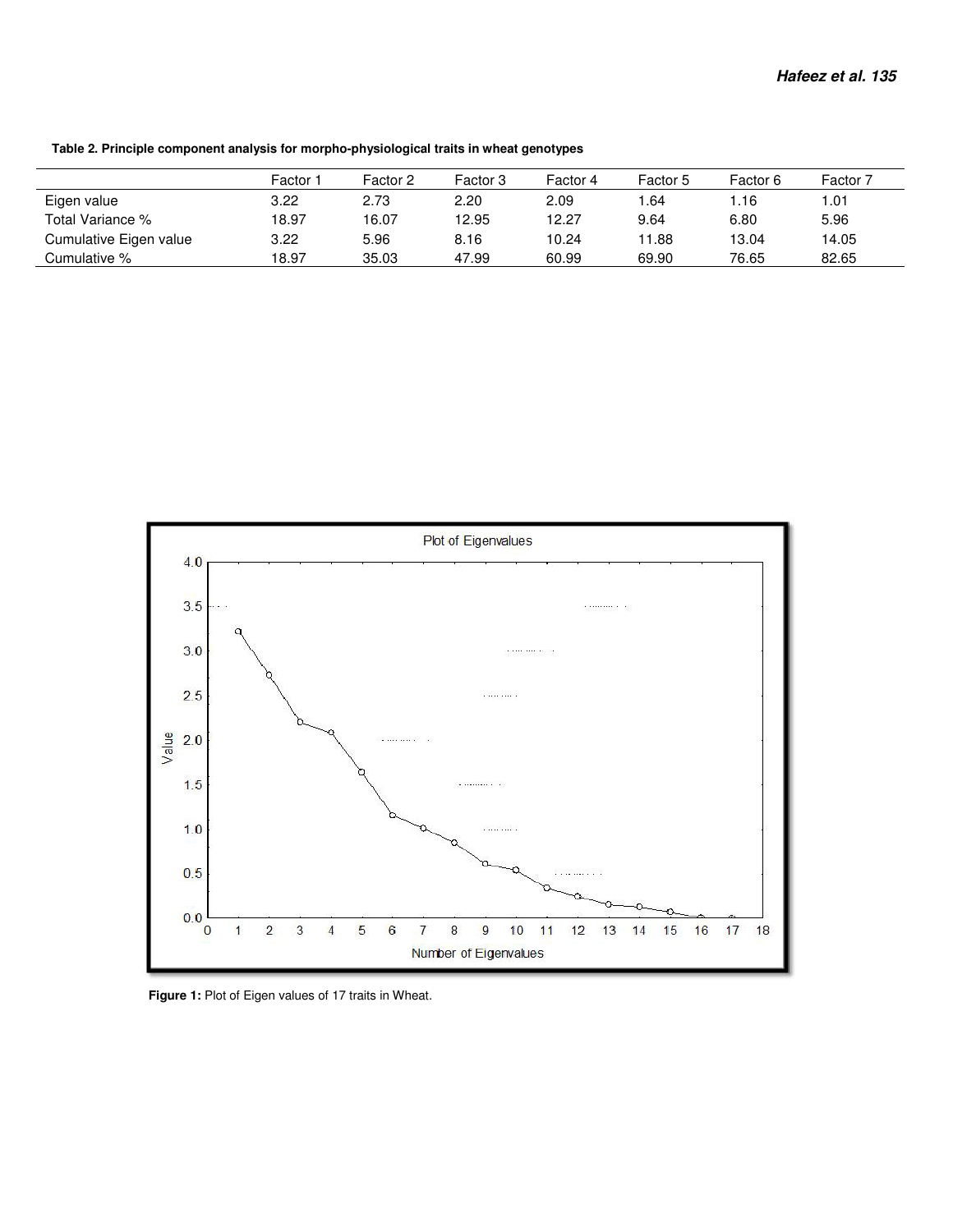**Table 2. Principle component analysis for morpho-physiological traits in wheat genotypes**

| | Factor 1 | Factor 2 | Factor 3 | Factor 4 | Factor 5 | Factor 6 | Factor 7 |
|---|---|---|---|---|---|---|---|
| Eigen value | 3.22 | 2.73 | 2.20 | 2.09 | 1.64 | 1.16 | 1.01 |
| Total Variance % | 18.97 | 16.07 | 12.95 | 12.27 | 9.64 | 6.80 | 5.96 |
| Cumulative Eigen value | 3.22 | 5.96 | 8.16 | 10.24 | 11.88 | 13.04 | 14.05 |
| Cumulative % | 18.97 | 35.03 | 47.99 | 60.99 | 69.90 | 76.65 | 82.65 |

**Figure 1:** Plot of Eigen values of 17 traits in Wheat.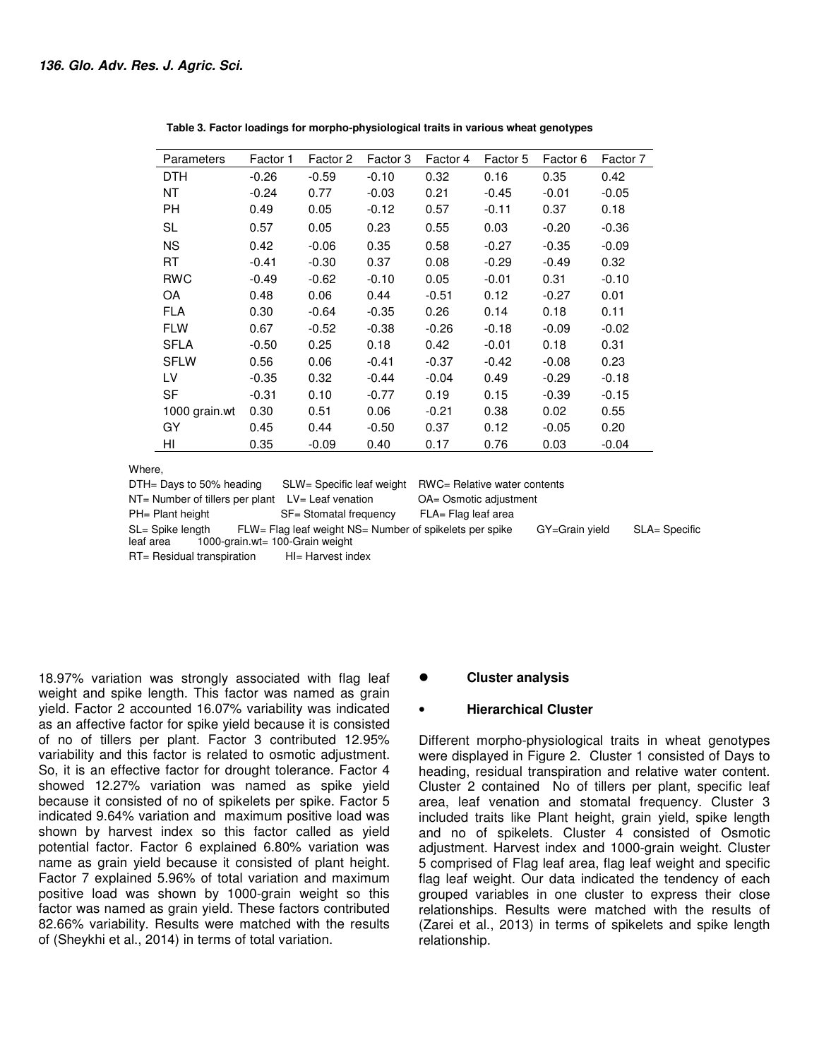**Table 3. Factor loadings for morpho-physiological traits in various wheat genotypes**

| Parameters | Factor 1 | Factor 2 | Factor 3 | Factor 4 | Factor 5 | Factor 6 | Factor 7 |
|---|---|---|---|---|---|---|---|
| DTH | -0.26 | -0.59 | -0.10 | 0.32 | 0.16 | 0.35 | 0.42 |
| NT | -0.24 | 0.77 | -0.03 | 0.21 | -0.45 | -0.01 | -0.05 |
| PH | 0.49 | 0.05 | -0.12 | 0.57 | -0.11 | 0.37 | 0.18 |
| SL | 0.57 | 0.05 | 0.23 | 0.55 | 0.03 | -0.20 | -0.36 |
| NS | 0.42 | -0.06 | 0.35 | 0.58 | -0.27 | -0.35 | -0.09 |
| RT | -0.41 | -0.30 | 0.37 | 0.08 | -0.29 | -0.49 | 0.32 |
| RWC | -0.49 | -0.62 | -0.10 | 0.05 | -0.01 | 0.31 | -0.10 |
| OA | 0.48 | 0.06 | 0.44 | -0.51 | 0.12 | -0.27 | 0.01 |
| FLA | 0.30 | -0.64 | -0.35 | 0.26 | 0.14 | 0.18 | 0.11 |
| FLW | 0.67 | -0.52 | -0.38 | -0.26 | -0.18 | -0.09 | -0.02 |
| SFLA | -0.50 | 0.25 | 0.18 | 0.42 | -0.01 | 0.18 | 0.31 |
| SFLW | 0.56 | 0.06 | -0.41 | -0.37 | -0.42 | -0.08 | 0.23 |
| LV | -0.35 | 0.32 | -0.44 | -0.04 | 0.49 | -0.29 | -0.18 |
| SF | -0.31 | 0.10 | -0.77 | 0.19 | 0.15 | -0.39 | -0.15 |
| 1000 grain.wt | 0.30 | 0.51 | 0.06 | -0.21 | 0.38 | 0.02 | 0.55 |
| GY | 0.45 | 0.44 | -0.50 | 0.37 | 0.12 | -0.05 | 0.20 |
| HI | 0.35 | -0.09 | 0.40 | 0.17 | 0.76 | 0.03 | -0.04 |

Where,
DTH= Days to 50% heading SLW= Specific leaf weight RWC= Relative water contents
NT= Number of tillers per plant LV= Leaf venation OA= Osmotic adjustment
PH= Plant height SF= Stomatal frequency FLA= Flag leaf area
SL= Spike length FLW= Flag leaf weight NS= Number of spikelets per spike GY=Grain yield SLA= Specific leaf area 1000-grain.wt= 100-Grain weight
RT= Residual transpiration HI= Harvest index

18.97% variation was strongly associated with flag leaf weight and spike length. This factor was named as grain yield. Factor 2 accounted 16.07% variability was indicated as an affective factor for spike yield because it is consisted of no of tillers per plant. Factor 3 contributed 12.95% variability and this factor is related to osmotic adjustment. So, it is an effective factor for drought tolerance. Factor 4 showed 12.27% variation was named as spike yield because it consisted of no of spikelets per spike. Factor 5 indicated 9.64% variation and maximum positive load was shown by harvest index so this factor called as yield potential factor. Factor 6 explained 6.80% variation was name as grain yield because it consisted of plant height. Factor 7 explained 5.96% of total variation and maximum positive load was shown by 1000-grain weight so this factor was named as grain yield. These factors contributed 82.66% variability. Results were matched with the results of (Sheykhi et al., 2014) in terms of total variation.

- **Cluster analysis**

- **Hierarchical Cluster**

Different morpho-physiological traits in wheat genotypes were displayed in Figure 2. Cluster 1 consisted of Days to heading, residual transpiration and relative water content. Cluster 2 contained No of tillers per plant, specific leaf area, leaf venation and stomatal frequency. Cluster 3 included traits like Plant height, grain yield, spike length and no of spikelets. Cluster 4 consisted of Osmotic adjustment. Harvest index and 1000-grain weight. Cluster 5 comprised of Flag leaf area, flag leaf weight and specific flag leaf weight. Our data indicated the tendency of each grouped variables in one cluster to express their close relationships. Results were matched with the results of (Zarei et al., 2013) in terms of spikelets and spike length relationship.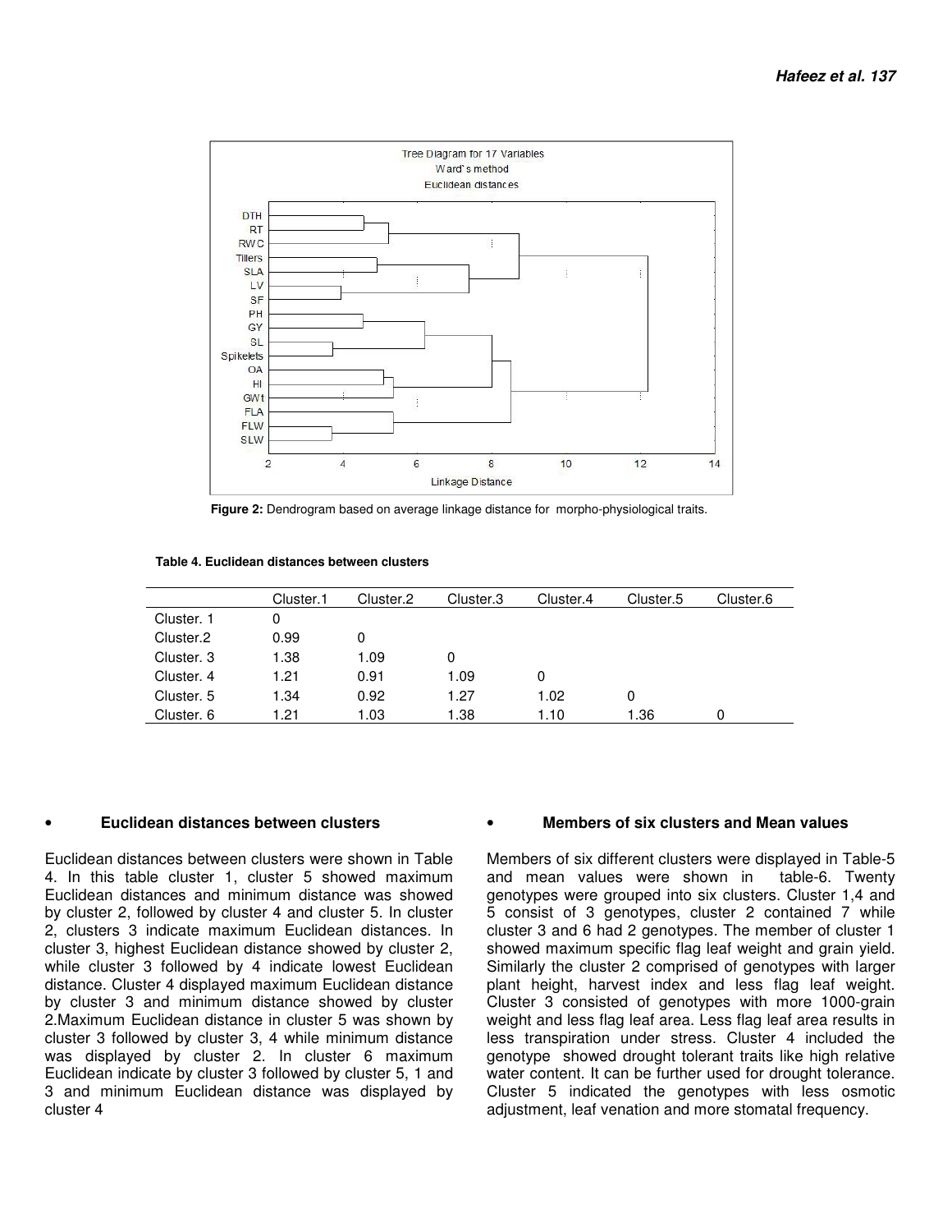Figure 2: Dendrogram based on average linkage distance for morpho-physiological traits.

**Table 4. Euclidean distances between clusters**

| | Cluster.1 | Cluster.2 | Cluster.3 | Cluster.4 | Cluster.5 | Cluster.6 |
|---|---|---|---|---|---|---|
| Cluster. 1 | 0 | | | | | |
| Cluster.2 | 0.99 | 0 | | | | |
| Cluster. 3 | 1.38 | 1.09 | 0 | | | |
| Cluster. 4 | 1.21 | 0.91 | 1.09 | 0 | | |
| Cluster. 5 | 1.34 | 0.92 | 1.27 | 1.02 | 0 | |
| Cluster. 6 | 1.21 | 1.03 | 1.38 | 1.10 | 1.36 | 0 |

- **Euclidean distances between clusters**

Euclidean distances between clusters were shown in Table 4. In this table cluster 1, cluster 5 showed maximum Euclidean distances and minimum distance was showed by cluster 2, followed by cluster 4 and cluster 5. In cluster 2, clusters 3 indicate maximum Euclidean distances. In cluster 3, highest Euclidean distance showed by cluster 2, while cluster 3 followed by 4 indicate lowest Euclidean distance. Cluster 4 displayed maximum Euclidean distance by cluster 3 and minimum distance showed by cluster 2.Maximum Euclidean distance in cluster 5 was shown by cluster 3 followed by cluster 3, 4 while minimum distance was displayed by cluster 2. In cluster 6 maximum Euclidean indicate by cluster 3 followed by cluster 5, 1 and 3 and minimum Euclidean distance was displayed by cluster 4

- **Members of six clusters and Mean values**

Members of six different clusters were displayed in Table-5 and mean values were shown in table-6. Twenty genotypes were grouped into six clusters. Cluster 1,4 and 5 consist of 3 genotypes, cluster 2 contained 7 while cluster 3 and 6 had 2 genotypes. The member of cluster 1 showed maximum specific flag leaf weight and grain yield. Similarly the cluster 2 comprised of genotypes with larger plant height, harvest index and less flag leaf weight. Cluster 3 consisted of genotypes with more 1000-grain weight and less flag leaf area. Less flag leaf area results in less transpiration under stress. Cluster 4 included the genotype showed drought tolerant traits like high relative water content. It can be further used for drought tolerance. Cluster 5 indicated the genotypes with less osmotic adjustment, leaf venation and more stomatal frequency.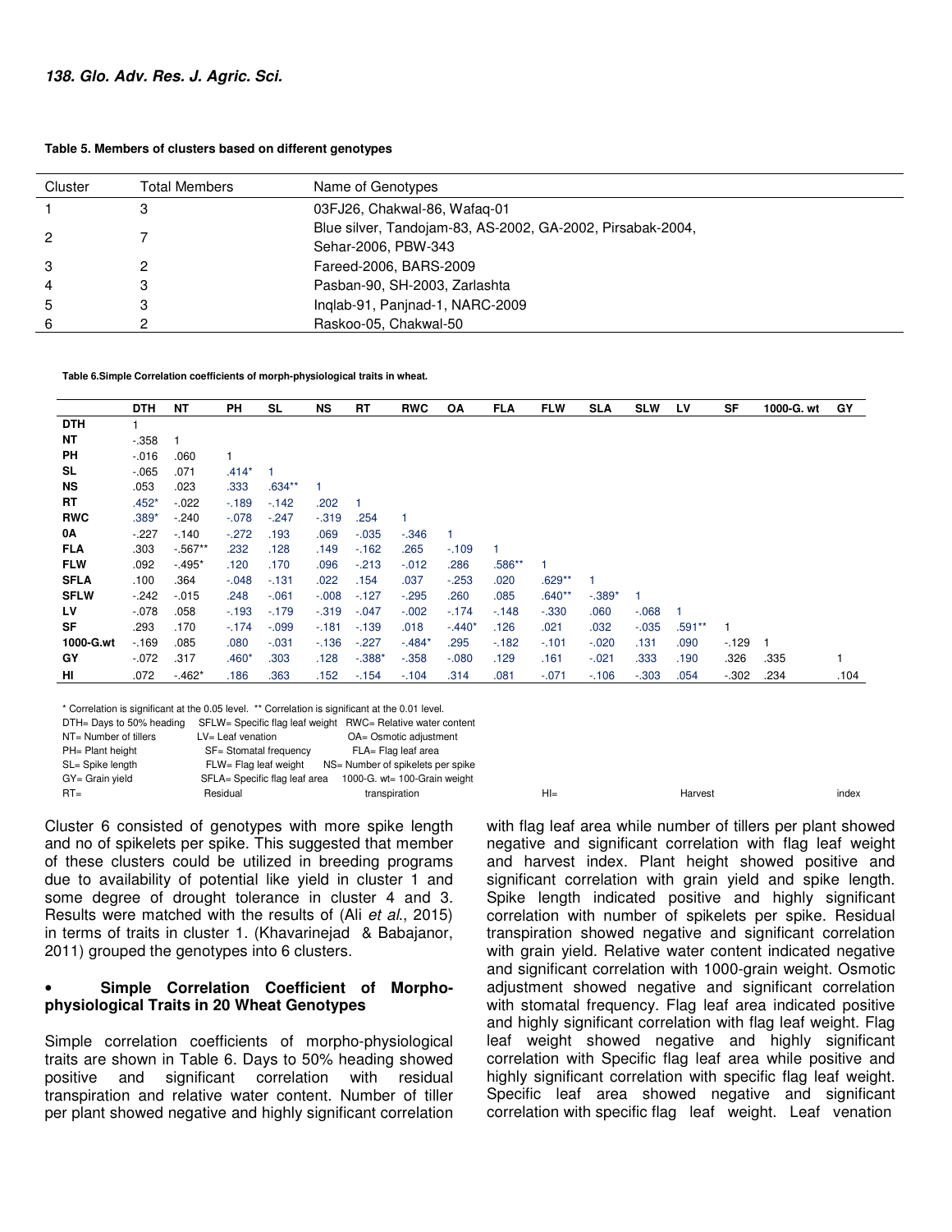**Table 5. Members of clusters based on different genotypes**

| Cluster | Total Members | Name of Genotypes |
|---|---|---|
| 1 | 3 | 03FJ26, Chakwal-86, Wafaq-01 |
| 2 | 7 | Blue silver, Tandojam-83, AS-2002, GA-2002, Pirsabak-2004, Sehar-2006, PBW-343 |
| 3 | 2 | Fareed-2006, BARS-2009 |
| 4 | 3 | Pasban-90, SH-2003, Zarlashta |
| 5 | 3 | Inqlab-91, Panjnad-1, NARC-2009 |
| 6 | 2 | Raskoo-05, Chakwal-50 |

**Table 6.Simple Correlation coefficients of morph-physiological traits in wheat.**

| | DTH | NT | PH | SL | NS | RT | RWC | OA | FLA | FLW | SLA | SLW | LV | SF | 1000-G. wt | GY |
|---|---|---|---|---|---|---|---|---|---|---|---|---|---|---|---|---|
| DTH | 1 | | | | | | | | | | | | | | | |
| NT | -.358 | 1 | | | | | | | | | | | | | | |
| PH | -.016 | .060 | 1 | | | | | | | | | | | | | |
| SL | -.065 | .071 | .414* | 1 | | | | | | | | | | | | |
| NS | .053 | .023 | .333 | .634** | 1 | | | | | | | | | | | |
| RT | .452* | -.022 | -.189 | -.142 | .202 | 1 | | | | | | | | | | |
| RWC | .389* | -.240 | -.078 | -.247 | -.319 | .254 | 1 | | | | | | | | | |
| 0A | -.227 | -.140 | -.272 | .193 | .069 | -.035 | -.346 | 1 | | | | | | | | |
| FLA | .303 | -.567** | .232 | .128 | .149 | -.162 | .265 | -.109 | 1 | | | | | | | |
| FLW | .092 | -.495* | .120 | .170 | .096 | -.213 | -.012 | .286 | .586** | 1 | | | | | | |
| SFLA | .100 | .364 | -.048 | -.131 | .022 | .154 | .037 | -.253 | .020 | .629** | 1 | | | | | |
| SFLW | -.242 | -.015 | .248 | -.061 | -.008 | -.127 | -.295 | .260 | .085 | .640** | -.389* | 1 | | | | |
| LV | -.078 | .058 | -.193 | -.179 | -.319 | -.047 | -.002 | -.174 | -.148 | -.330 | .060 | -.068 | 1 | | | |
| SF | .293 | .170 | -.174 | -.099 | -.181 | -.139 | .018 | -.440* | .126 | .021 | .032 | -.035 | .591** | 1 | | |
| 1000-G.wt | -.169 | .085 | .080 | -.031 | -.136 | -.227 | -.484* | .295 | -.182 | -.101 | -.020 | .131 | .090 | -.129 | 1 | |
| GY | -.072 | .317 | .460* | .303 | .128 | -.388* | -.358 | -.080 | .129 | .161 | -.021 | .333 | .190 | .326 | .335 | 1 |
| HI | .072 | -.462* | .186 | .363 | .152 | -.154 | -.104 | .314 | .081 | -.071 | -.106 | -.303 | .054 | -.302 | .234 | .104 |

\* Correlation is significant at the 0.05 level. ** Correlation is significant at the 0.01 level.

DTH= Days to 50% heading; SFLW= Specific flag leaf weight; RWC= Relative water content; NT= Number of tillers; LV= Leaf venation; OA= Osmotic adjustment; PH= Plant height; SF= Stomatal frequency; FLA= Flag leaf area; SL= Spike length; FLW= Flag leaf weight; NS= Number of spikelets per spike; GY= Grain yield; SFLA= Specific flag leaf area; 1000-G. wt= 100-Grain weight; RT= Residual transpiration; HI= Harvest index

Cluster 6 consisted of genotypes with more spike length and no of spikelets per spike. This suggested that member of these clusters could be utilized in breeding programs due to availability of potential like yield in cluster 1 and some degree of drought tolerance in cluster 4 and 3. Results were matched with the results of (Ali *et al*., 2015) in terms of traits in cluster 1. (Khavarinejad & Babajanor, 2011) grouped the genotypes into 6 clusters.

- **Simple Correlation Coefficient of Morpho-physiological Traits in 20 Wheat Genotypes**

Simple correlation coefficients of morpho-physiological traits are shown in Table 6. Days to 50% heading showed positive and significant correlation with residual transpiration and relative water content. Number of tiller per plant showed negative and highly significant correlation with flag leaf area while number of tillers per plant showed negative and significant correlation with flag leaf weight and harvest index. Plant height showed positive and significant correlation with grain yield and spike length. Spike length indicated positive and highly significant correlation with number of spikelets per spike. Residual transpiration showed negative and significant correlation with grain yield. Relative water content indicated negative and significant correlation with 1000-grain weight. Osmotic adjustment showed negative and significant correlation with stomatal frequency. Flag leaf area indicated positive and highly significant correlation with flag leaf weight. Flag leaf weight showed negative and highly significant correlation with Specific flag leaf area while positive and highly significant correlation with specific flag leaf weight. Specific leaf area showed negative and significant correlation with specific flag leaf weight. Leaf venation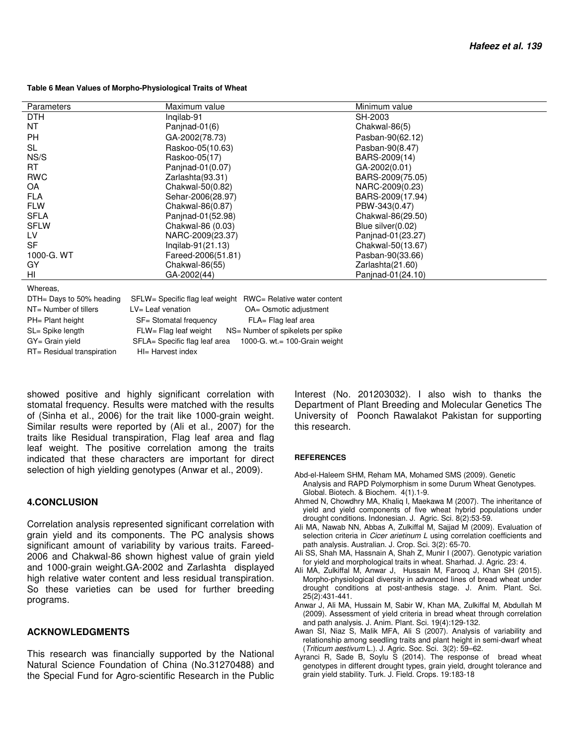**Table 6 Mean Values of Morpho-Physiological Traits of Wheat**

| Parameters | Maximum value | Minimum value |
|---|---|---|
| DTH | Inqilab-91 | SH-2003 |
| NT | Panjnad-01(6) | Chakwal-86(5) |
| PH | GA-2002(78.73) | Pasban-90(62.12) |
| SL | Raskoo-05(10.63) | Pasban-90(8.47) |
| NS/S | Raskoo-05(17) | BARS-2009(14) |
| RT | Panjnad-01(0.07) | GA-2002(0.01) |
| RWC | Zarlashta(93.31) | BARS-2009(75.05) |
| OA | Chakwal-50(0.82) | NARC-2009(0.23) |
| FLA | Sehar-2006(28.97) | BARS-2009(17.94) |
| FLW | Chakwal-86(0.87) | PBW-343(0.47) |
| SFLA | Panjnad-01(52.98) | Chakwal-86(29.50) |
| SFLW | Chakwal-86 (0.03) | Blue silver(0.02) |
| LV | NARC-2009(23.37) | Panjnad-01(23.27) |
| SF | Inqilab-91(21.13) | Chakwal-50(13.67) |
| 1000-G. WT | Fareed-2006(51.81) | Pasban-90(33.66) |
| GY | Chakwal-86(55) | Zarlashta(21.60) |
| HI | GA-2002(44) | Panjnad-01(24.10) |

Whereas,

| | | |
|---|---|---|
| DTH= Days to 50% heading | SFLW= Specific flag leaf weight | RWC= Relative water content |
| NT= Number of tillers | LV= Leaf venation | OA= Osmotic adjustment |
| PH= Plant height | SF= Stomatal frequency | FLA= Flag leaf area |
| SL= Spike length | FLW= Flag leaf weight | NS= Number of spikelets per spike |
| GY= Grain yield | SFLA= Specific flag leaf area | 1000-G. wt.= 100-Grain weight |
| RT= Residual transpiration | HI= Harvest index | |

showed positive and highly significant correlation with stomatal frequency. Results were matched with the results of (Sinha et al., 2006) for the trait like 1000-grain weight. Similar results were reported by (Ali et al., 2007) for the traits like Residual transpiration, Flag leaf area and flag leaf weight. The positive correlation among the traits indicated that these characters are important for direct selection of high yielding genotypes (Anwar et al., 2009).

## 4.CONCLUSION

Correlation analysis represented significant correlation with grain yield and its components. The PC analysis shows significant amount of variability by various traits. Fareed-2006 and Chakwal-86 shown highest value of grain yield and 1000-grain weight.GA-2002 and Zarlashta displayed high relative water content and less residual transpiration. So these varieties can be used for further breeding programs.

## ACKNOWLEDGMENTS

This research was financially supported by the National Natural Science Foundation of China (No.31270488) and the Special Fund for Agro-scientific Research in the Public Interest (No. 201203032). I also wish to thanks the Department of Plant Breeding and Molecular Genetics The University of Poonch Rawalakot Pakistan for supporting this research.

## REFERENCES

Abd-el-Haleem SHM, Reham MA, Mohamed SMS (2009). Genetic Analysis and RAPD Polymorphism in some Durum Wheat Genotypes. Global. Biotech. & Biochem. 4(1).1-9.

Ahmed N, Chowdhry MA, Khaliq I, Maekawa M (2007). The inheritance of yield and yield components of five wheat hybrid populations under drought conditions. Indonesian. J. Agric. Sci. 8(2):53-59.

Ali MA, Nawab NN, Abbas A, Zulkiffal M, Sajjad M (2009). Evaluation of selection criteria in *Cicer arietinum L* using correlation coefficients and path analysis. Australian. J. Crop. Sci. 3(2): 65-70.

Ali SS, Shah MA, Hassnain A, Shah Z, Munir I (2007). Genotypic variation for yield and morphological traits in wheat. Sharhad. J. Agric. 23: 4.

Ali MA, Zulkiffal M, Anwar J, Hussain M, Farooq J, Khan SH (2015). Morpho-physiological diversity in advanced lines of bread wheat under drought conditions at post-anthesis stage. J. Anim. Plant. Sci. 25(2):431-441.

Anwar J, Ali MA, Hussain M, Sabir W, Khan MA, Zulkiffal M, Abdullah M (2009). Assessment of yield criteria in bread wheat through correlation and path analysis. J. Anim. Plant. Sci. 19(4):129-132.

Awan SI, Niaz S, Malik MFA, Ali S (2007). Analysis of variability and relationship among seedling traits and plant height in semi-dwarf wheat (*Triticum aestivum* L.). J. Agric. Soc. Sci. 3(2): 59–62.

Ayranci R, Sade B, Soylu S (2014). The response of bread wheat genotypes in different drought types, grain yield, drought tolerance and grain yield stability. Turk. J. Field. Crops. 19:183-18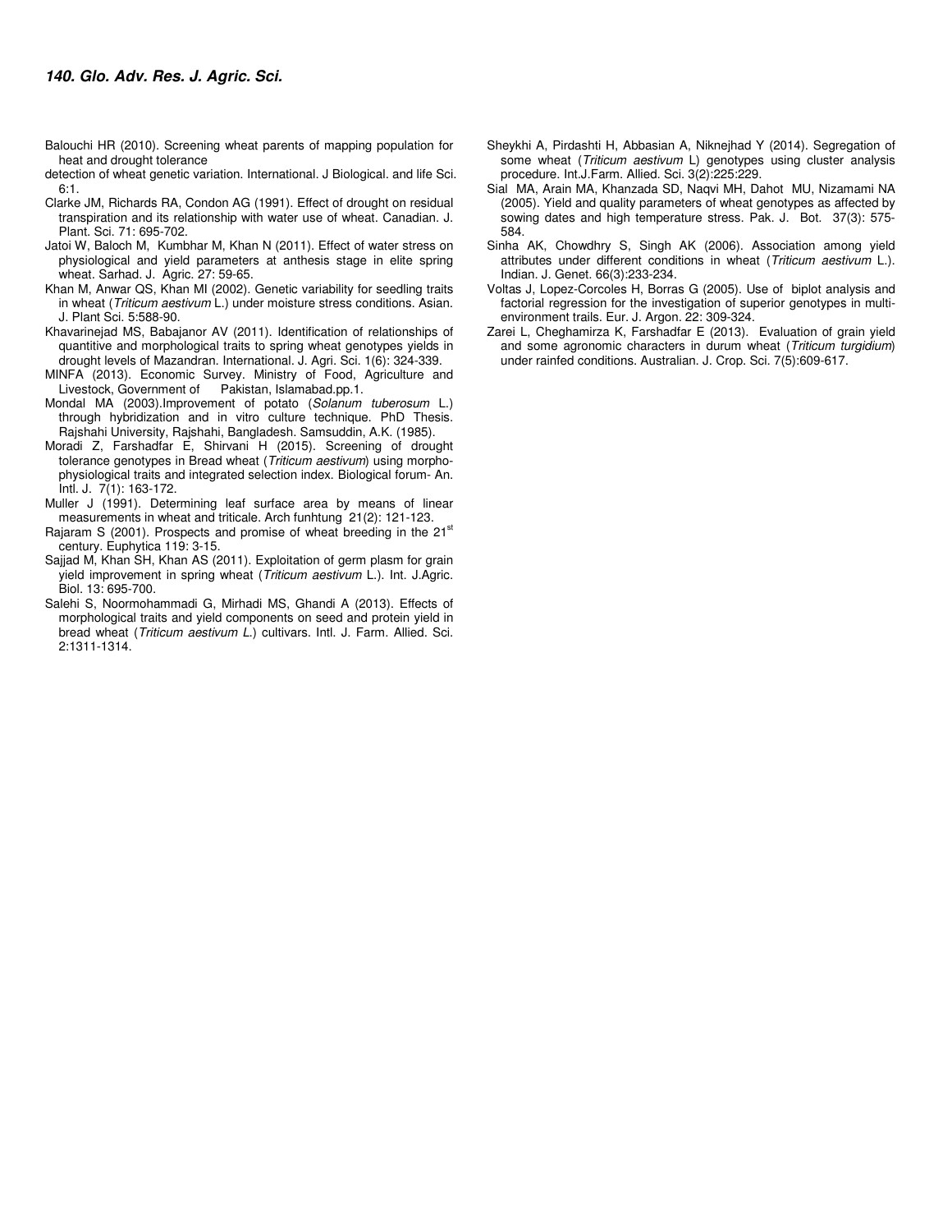Balouchi HR (2010). Screening wheat parents of mapping population for heat and drought tolerance

detection of wheat genetic variation. International. J Biological. and life Sci. 6:1.

Clarke JM, Richards RA, Condon AG (1991). Effect of drought on residual transpiration and its relationship with water use of wheat. Canadian. J. Plant. Sci. 71: 695-702.

Jatoi W, Baloch M, Kumbhar M, Khan N (2011). Effect of water stress on physiological and yield parameters at anthesis stage in elite spring wheat. Sarhad. J. Agric. 27: 59-65.

Khan M, Anwar QS, Khan MI (2002). Genetic variability for seedling traits in wheat (*Triticum aestivum* L.) under moisture stress conditions. Asian. J. Plant Sci. 5:588-90.

Khavarinejad MS, Babajanor AV (2011). Identification of relationships of quantitive and morphological traits to spring wheat genotypes yields in drought levels of Mazandran. International. J. Agri. Sci. 1(6): 324-339.

MINFA (2013). Economic Survey. Ministry of Food, Agriculture and Livestock, Government of Pakistan, Islamabad.pp.1.

Mondal MA (2003).Improvement of potato (*Solanum tuberosum* L.) through hybridization and in vitro culture technique. PhD Thesis. Rajshahi University, Rajshahi, Bangladesh. Samsuddin, A.K. (1985).

Moradi Z, Farshadfar E, Shirvani H (2015). Screening of drought tolerance genotypes in Bread wheat (*Triticum aestivum*) using morpho-physiological traits and integrated selection index. Biological forum- An. Intl. J. 7(1): 163-172.

Muller J (1991). Determining leaf surface area by means of linear measurements in wheat and triticale. Arch funhtung 21(2): 121-123.

Rajaram S (2001). Prospects and promise of wheat breeding in the 21st century. Euphytica 119: 3-15.

Sajjad M, Khan SH, Khan AS (2011). Exploitation of germ plasm for grain yield improvement in spring wheat (*Triticum aestivum* L.). Int. J.Agric. Biol. 13: 695-700.

Salehi S, Noormohammadi G, Mirhadi MS, Ghandi A (2013). Effects of morphological traits and yield components on seed and protein yield in bread wheat (*Triticum aestivum L.*) cultivars. Intl. J. Farm. Allied. Sci. 2:1311-1314.

Sheykhi A, Pirdashti H, Abbasian A, Niknejhad Y (2014). Segregation of some wheat (*Triticum aestivum* L) genotypes using cluster analysis procedure. Int.J.Farm. Allied. Sci. 3(2):225:229.

Sial MA, Arain MA, Khanzada SD, Naqvi MH, Dahot MU, Nizamami NA (2005). Yield and quality parameters of wheat genotypes as affected by sowing dates and high temperature stress. Pak. J. Bot. 37(3): 575-584.

Sinha AK, Chowdhry S, Singh AK (2006). Association among yield attributes under different conditions in wheat (*Triticum aestivum* L.). Indian. J. Genet. 66(3):233-234.

Voltas J, Lopez-Corcoles H, Borras G (2005). Use of biplot analysis and factorial regression for the investigation of superior genotypes in multi-environment trails. Eur. J. Argon. 22: 309-324.

Zarei L, Cheghamirza K, Farshadfar E (2013). Evaluation of grain yield and some agronomic characters in durum wheat (*Triticum turgidium*) under rainfed conditions. Australian. J. Crop. Sci. 7(5):609-617.